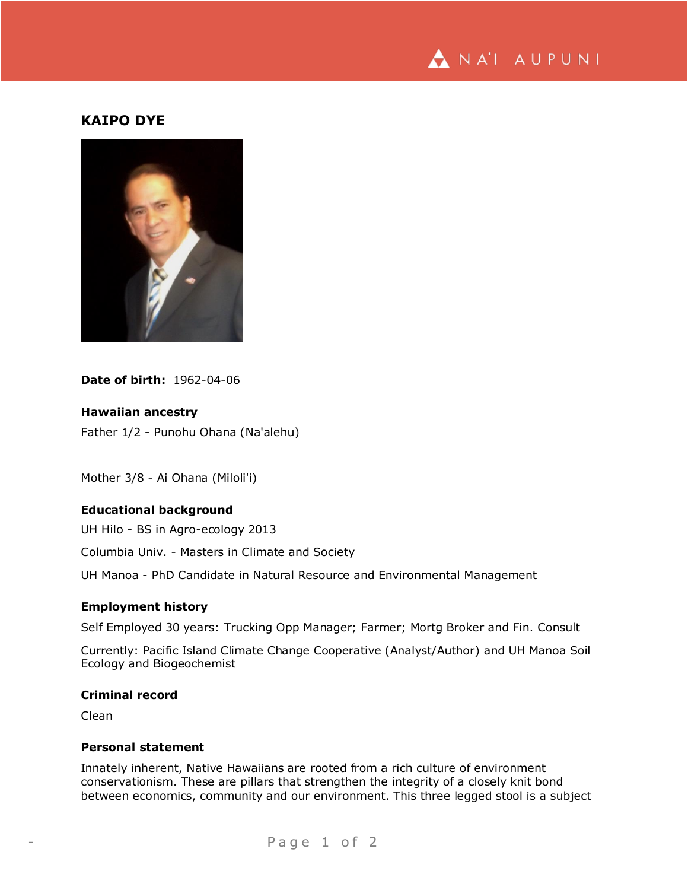# KAIPO DYE

**Date of birth:** 1962-04-06

### Hawaiian ancestry

Father 1/2 - Punohu Ohana (Na'alehu)

Mother 3/8 - Ai Ohana (Miloli'i)

### Educational background

UH Hilo - BS in Agro-ecology 2013

Columbia Univ. - Masters in Climate and Society

UH Manoa - PhD Candidate in Natural Resource and Environmental Management

### Employment history

Self Employed 30 years: Trucking Opp Manager; Farmer; Mortg Broker and Fin. Consult

Currently: Pacific Island Climate Change Cooperative (Analyst/Author) and UH Manoa Soil Ecology and Biogeochemist

### Criminal record

Clean

### Personal statement

Innately inherent, Native Hawaiians are rooted from a rich culture of environment conservationism. These are pillars that strengthen the integrity of a closely knit bond between economics, community and our environment. This three legged stool is a subject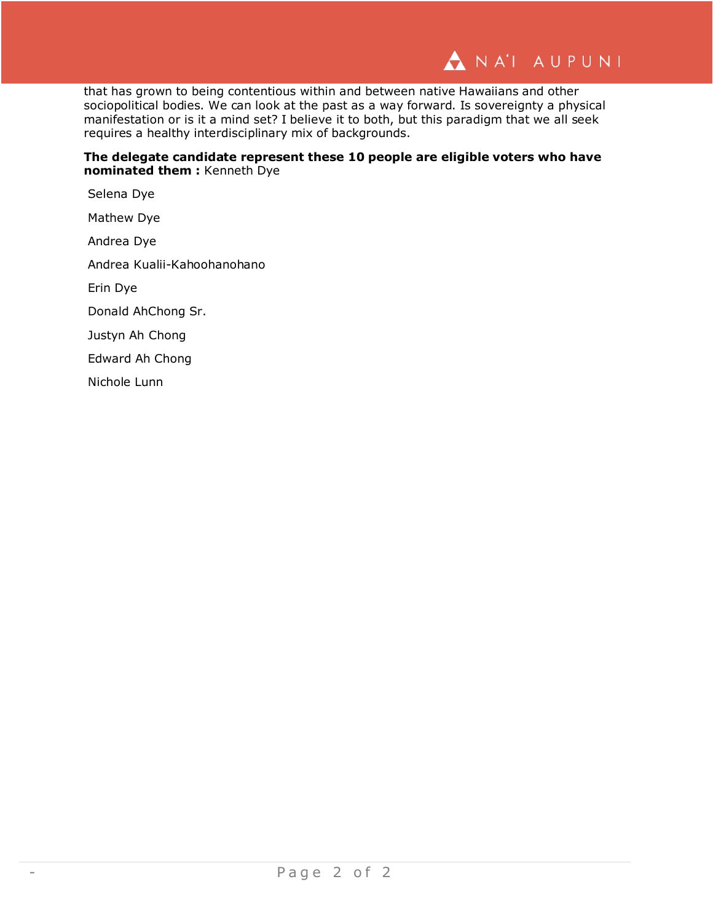that has grown to being contentious within and between native Hawaiians and other sociopolitical bodies. We can look at the past as a way forward. Is sovereignty a physical manifestation or is it a mind set? I believe it to both, but this paradigm that we all seek requires a healthy interdisciplinary mix of backgrounds.

**The delegate candidate represent these 10 people are eligible voters who have nominated them :** Kenneth Dye

Selena Dye

Mathew Dye

Andrea Dye

Andrea Kualii-Kahoohanohano

Erin Dye

Donald AhChong Sr.

Justyn Ah Chong

Edward Ah Chong

Nichole Lunn